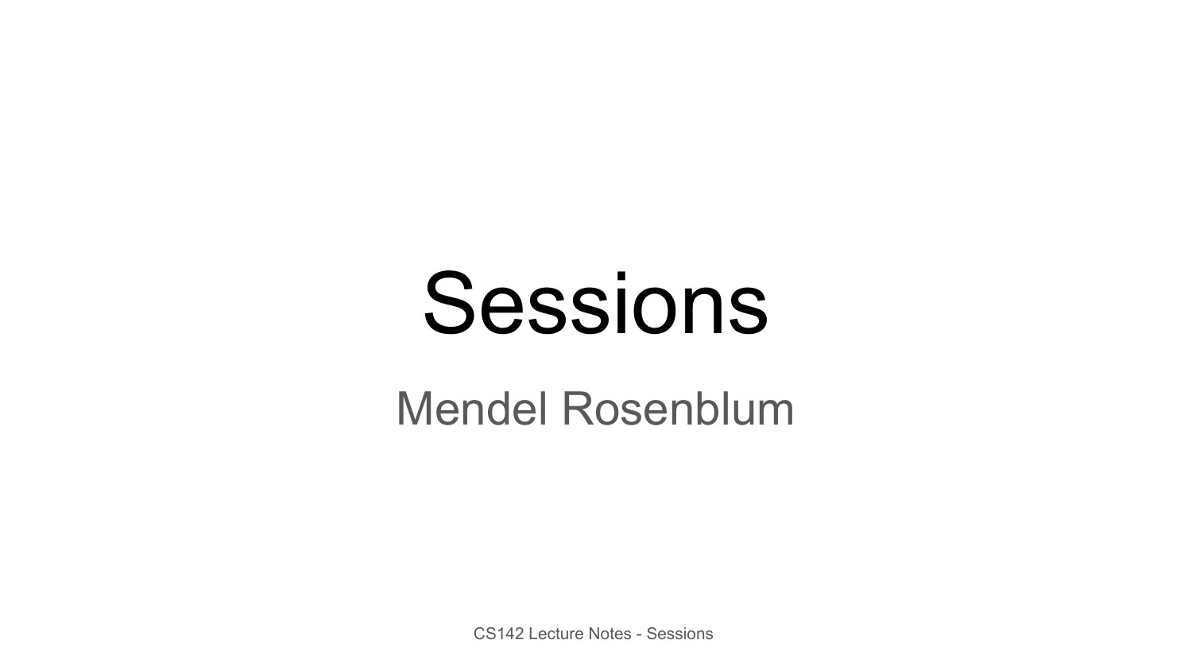# Sessions

Mendel Rosenblum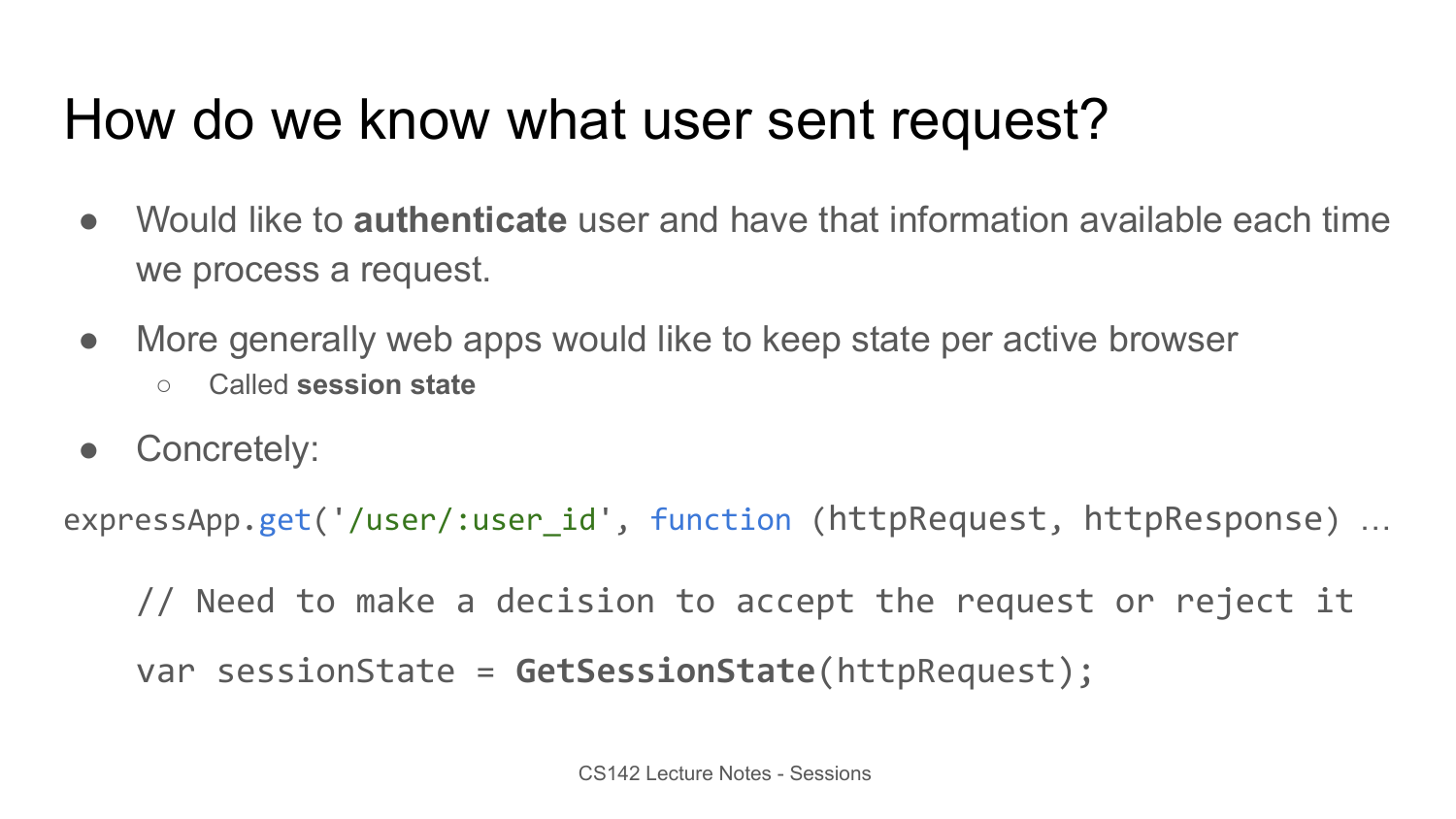# How do we know what user sent request?

- Would like to **authenticate** user and have that information available each time we process a request.
- More generally web apps would like to keep state per active browser
  - Called **session state**
- Concretely:

```
expressApp.get('/user/:user_id', function (httpRequest, httpResponse) …

   // Need to make a decision to accept the request or reject it

   var sessionState = GetSessionState(httpRequest);
```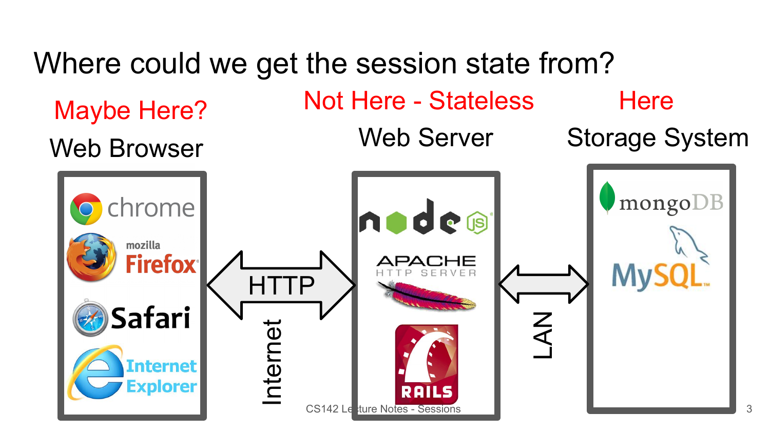# Where could we get the session state from?

| Maybe Here? | Not Here - Stateless | Here |
| --- | --- | --- |
| Web Browser | Web Server | Storage System |
| chrome, mozilla Firefox, Safari, Internet Explorer | node js, APACHE HTTP SERVER, RAILS | mongoDB, MySQL |

Web Browser ⟷ HTTP (Internet) ⟷ Web Server ⟷ (LAN) ⟷ Storage System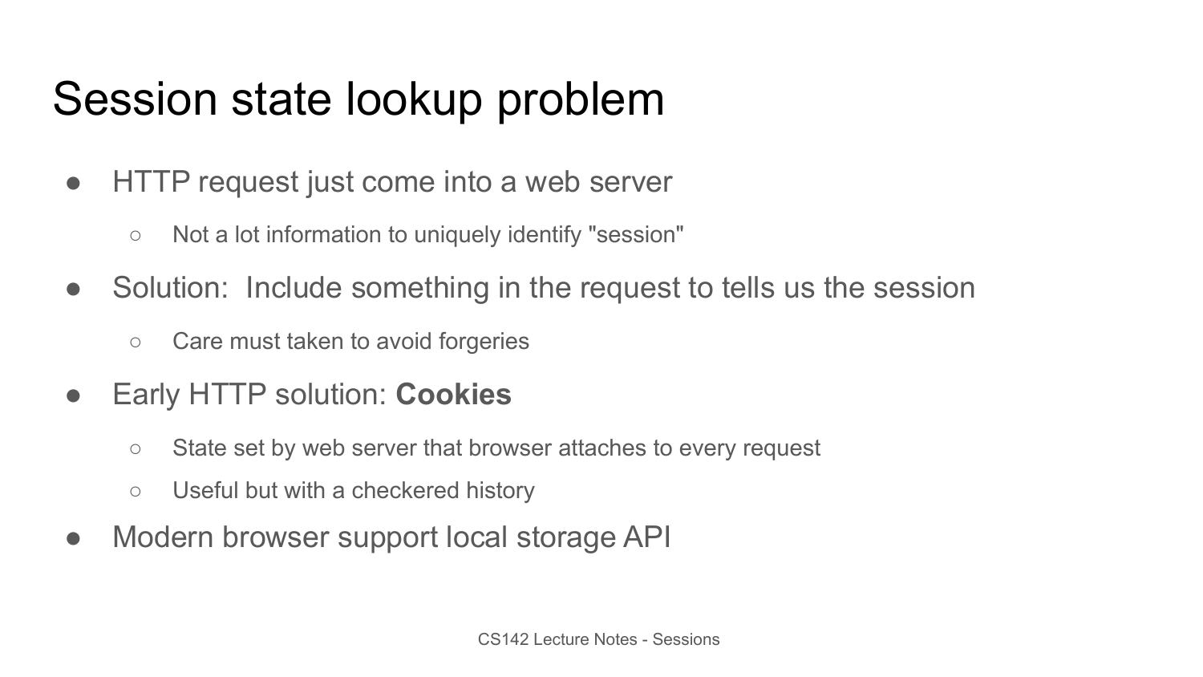# Session state lookup problem

- HTTP request just come into a web server
  - Not a lot information to uniquely identify "session"
- Solution:  Include something in the request to tells us the session
  - Care must taken to avoid forgeries
- Early HTTP solution: **Cookies**
  - State set by web server that browser attaches to every request
  - Useful but with a checkered history
- Modern browser support local storage API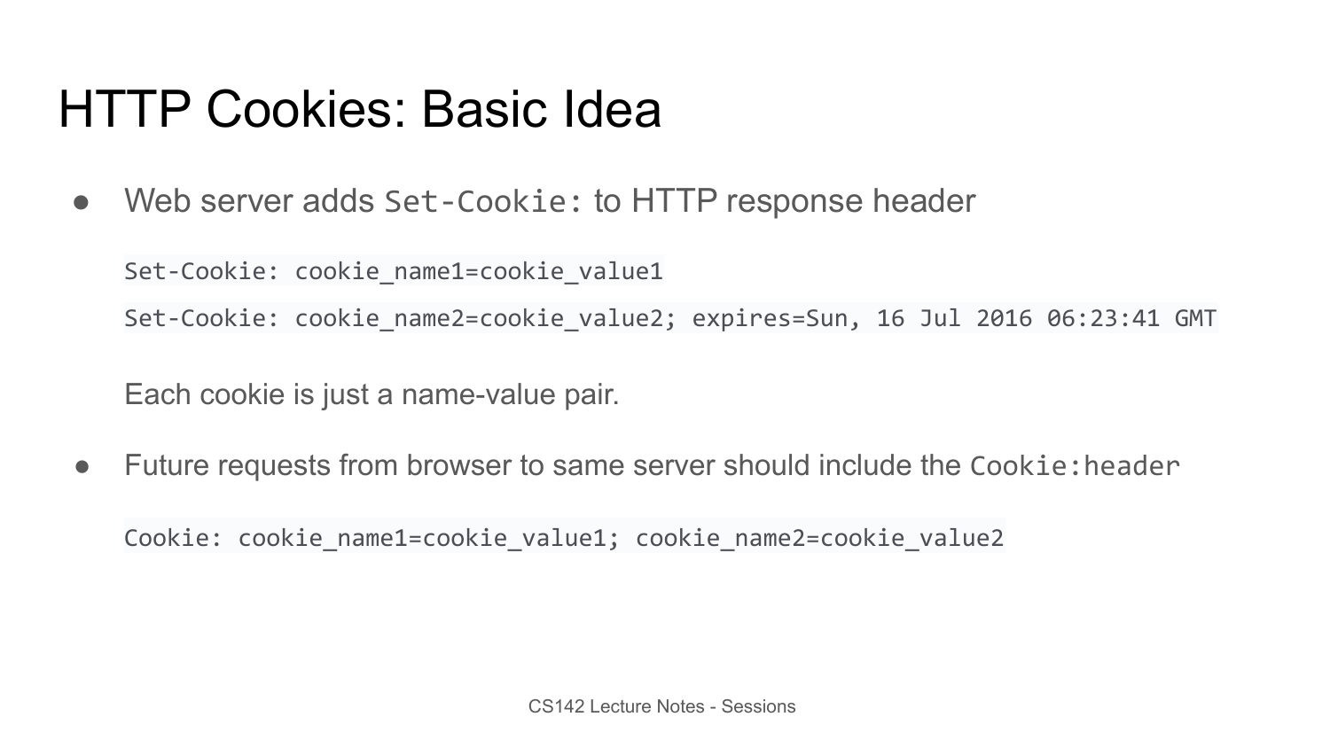# HTTP Cookies: Basic Idea

- Web server adds `Set-Cookie:` to HTTP response header

  ```
  Set-Cookie: cookie_name1=cookie_value1
  Set-Cookie: cookie_name2=cookie_value2; expires=Sun, 16 Jul 2016 06:23:41 GMT
  ```

  Each cookie is just a name-value pair.

- Future requests from browser to same server should include the `Cookie:header`

  ```
  Cookie: cookie_name1=cookie_value1; cookie_name2=cookie_value2
  ```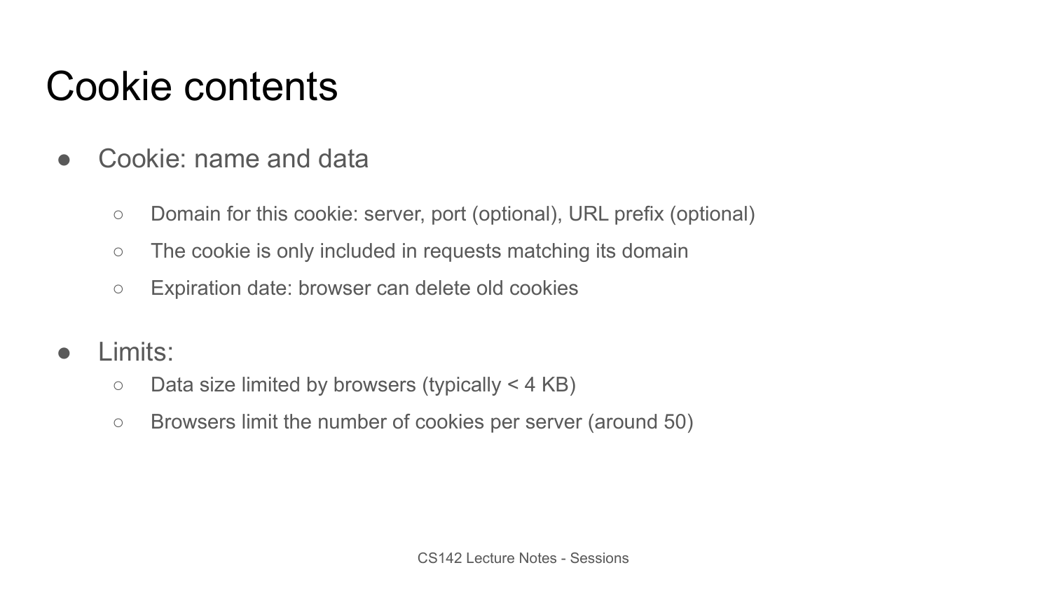# Cookie contents

- Cookie: name and data
  - Domain for this cookie: server, port (optional), URL prefix (optional)
  - The cookie is only included in requests matching its domain
  - Expiration date: browser can delete old cookies
- Limits:
  - Data size limited by browsers (typically < 4 KB)
  - Browsers limit the number of cookies per server (around 50)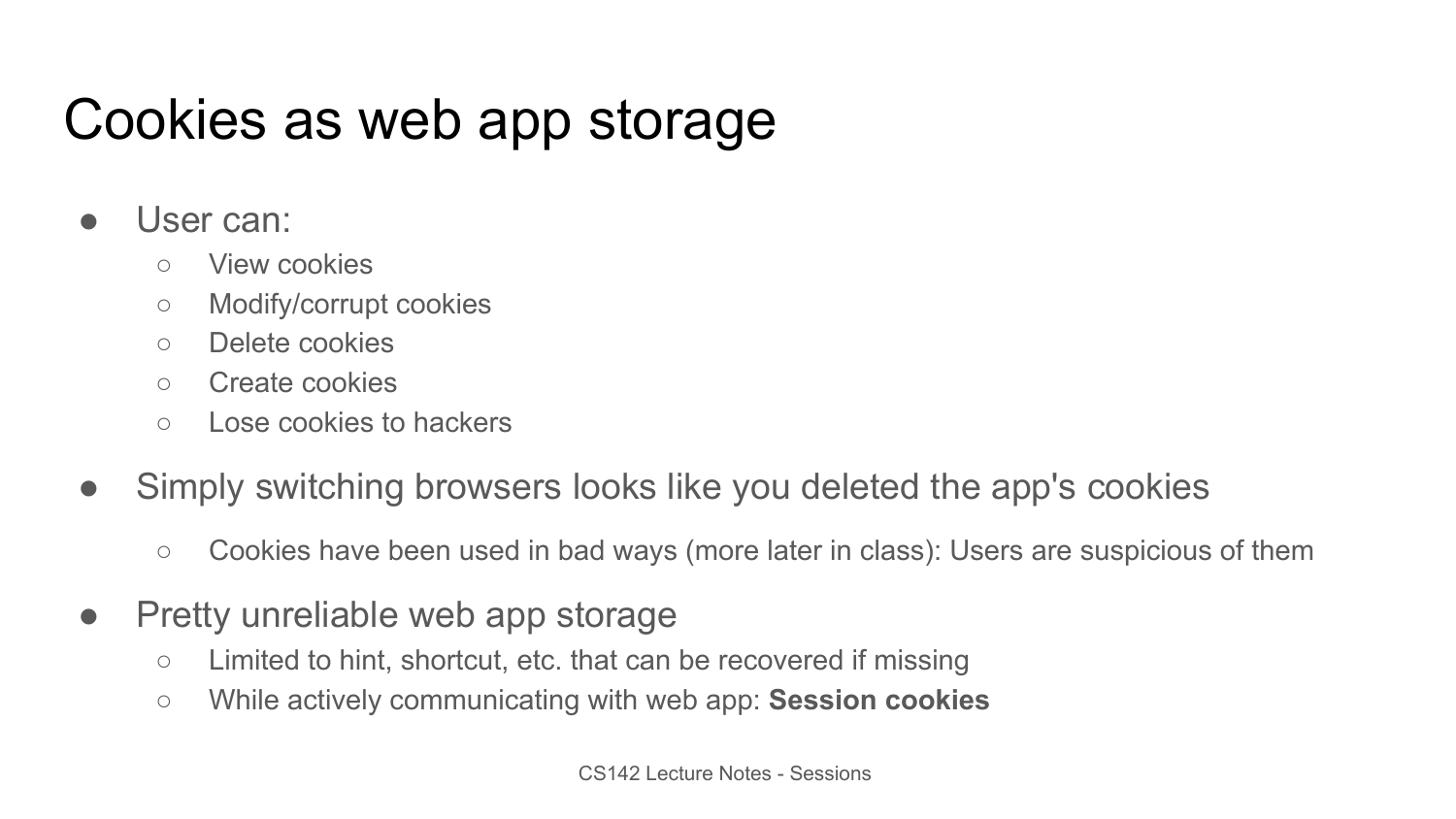# Cookies as web app storage

- User can:
  - View cookies
  - Modify/corrupt cookies
  - Delete cookies
  - Create cookies
  - Lose cookies to hackers
- Simply switching browsers looks like you deleted the app's cookies
  - Cookies have been used in bad ways (more later in class): Users are suspicious of them
- Pretty unreliable web app storage
  - Limited to hint, shortcut, etc. that can be recovered if missing
  - While actively communicating with web app: **Session cookies**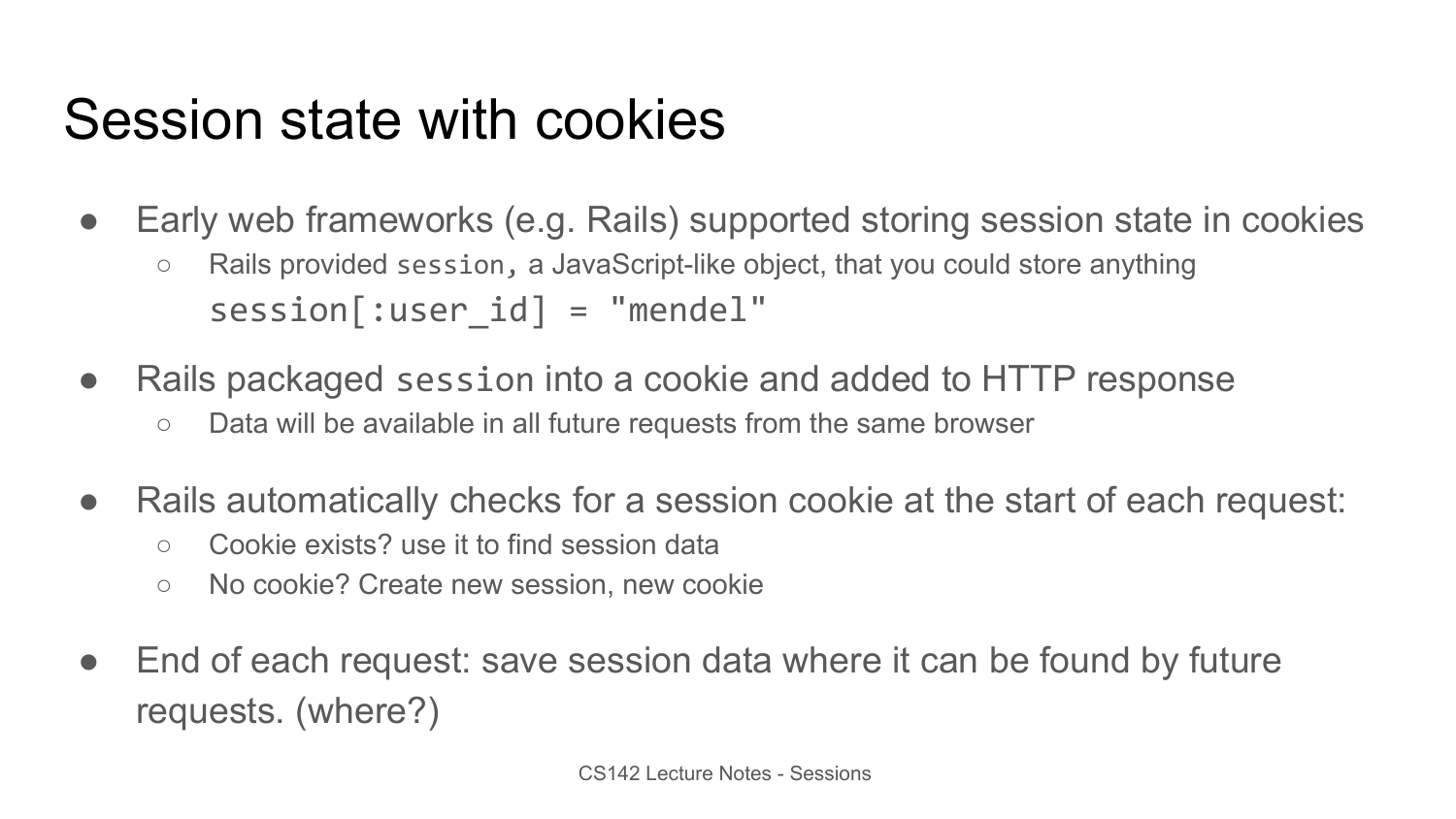# Session state with cookies

- Early web frameworks (e.g. Rails) supported storing session state in cookies
  - Rails provided `session`, a JavaScript-like object, that you could store anything

    ```
    session[:user_id] = "mendel"
    ```

- Rails packaged `session` into a cookie and added to HTTP response
  - Data will be available in all future requests from the same browser
- Rails automatically checks for a session cookie at the start of each request:
  - Cookie exists? use it to find session data
  - No cookie? Create new session, new cookie
- End of each request: save session data where it can be found by future requests. (where?)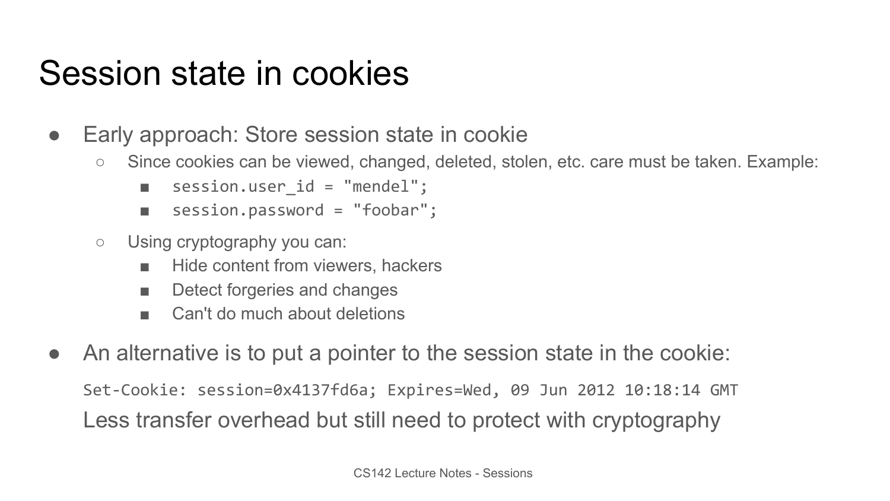# Session state in cookies

- Early approach: Store session state in cookie
  - Since cookies can be viewed, changed, deleted, stolen, etc. care must be taken. Example:
    - `session.user_id = "mendel";`
    - `session.password = "foobar";`
  - Using cryptography you can:
    - Hide content from viewers, hackers
    - Detect forgeries and changes
    - Can't do much about deletions
- An alternative is to put a pointer to the session state in the cookie:

  ```
  Set-Cookie: session=0x4137fd6a; Expires=Wed, 09 Jun 2012 10:18:14 GMT
  ```

  Less transfer overhead but still need to protect with cryptography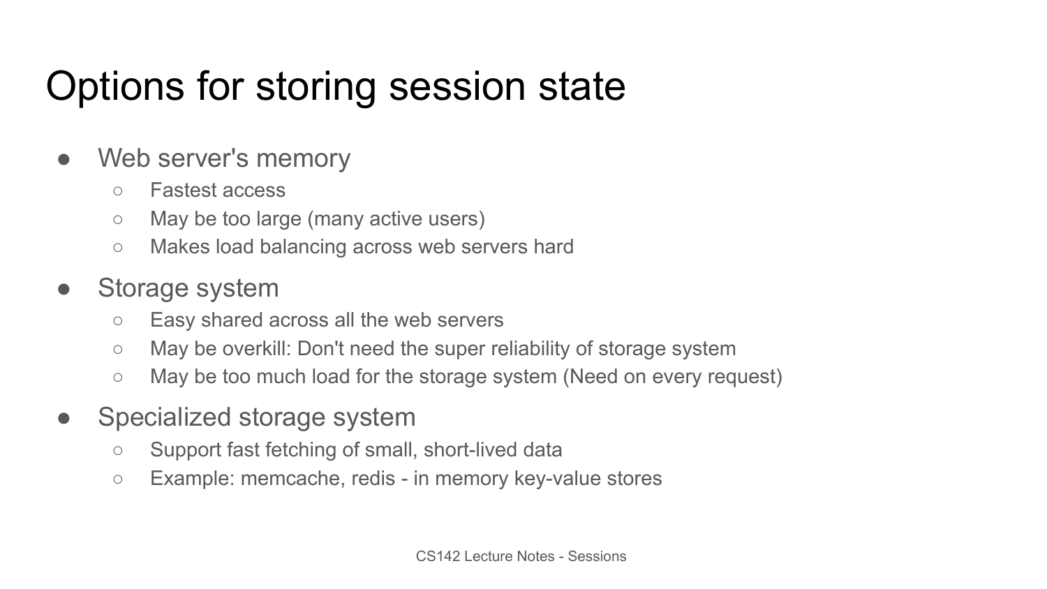# Options for storing session state

- Web server's memory
  - Fastest access
  - May be too large (many active users)
  - Makes load balancing across web servers hard
- Storage system
  - Easy shared across all the web servers
  - May be overkill: Don't need the super reliability of storage system
  - May be too much load for the storage system (Need on every request)
- Specialized storage system
  - Support fast fetching of small, short-lived data
  - Example: memcache, redis - in memory key-value stores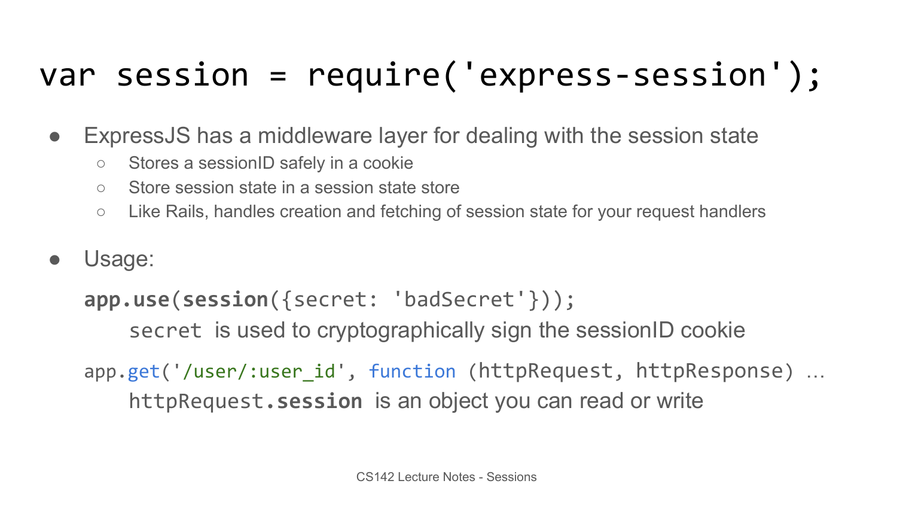# var session = require('express-session');

- ExpressJS has a middleware layer for dealing with the session state
  - Stores a sessionID safely in a cookie
  - Store session state in a session state store
  - Like Rails, handles creation and fetching of session state for your request handlers
- Usage:

```
app.use(session({secret: 'badSecret'}));
```

`secret` is used to cryptographically sign the sessionID cookie

```
app.get('/user/:user_id', function (httpRequest, httpResponse) …
```

`httpRequest.session` is an object you can read or write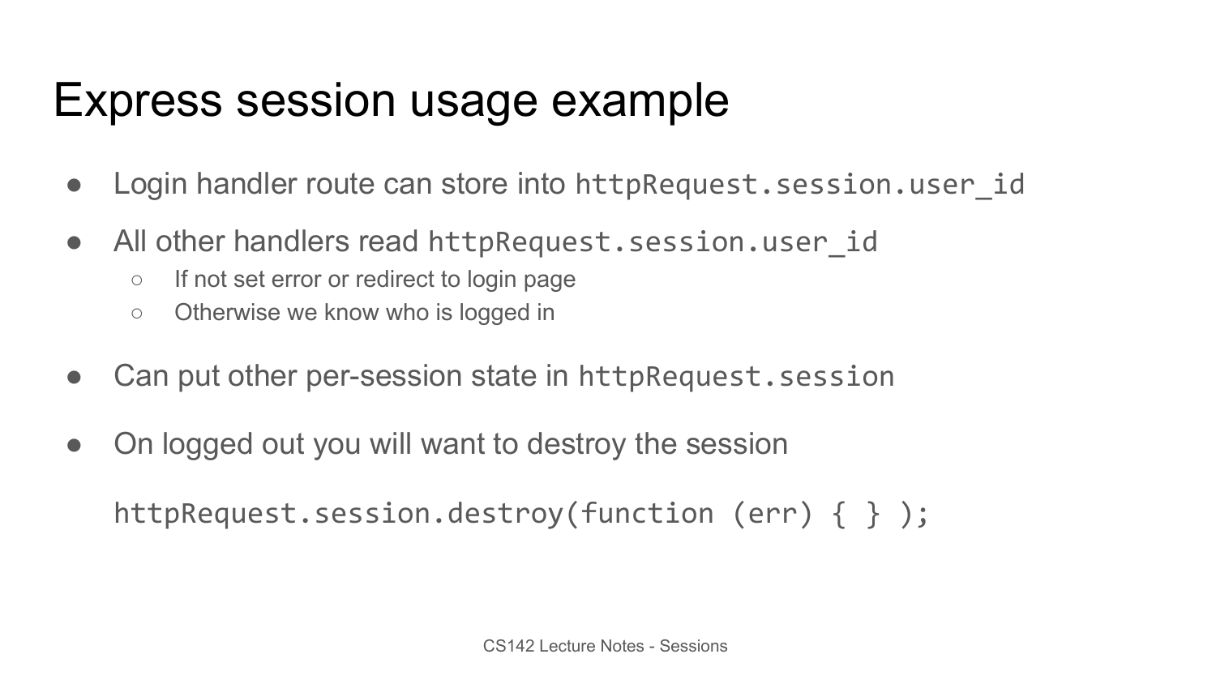# Express session usage example

- Login handler route can store into `httpRequest.session.user_id`
- All other handlers read `httpRequest.session.user_id`
  - If not set error or redirect to login page
  - Otherwise we know who is logged in
- Can put other per-session state in `httpRequest.session`
- On logged out you will want to destroy the session

```
httpRequest.session.destroy(function (err) { } );
```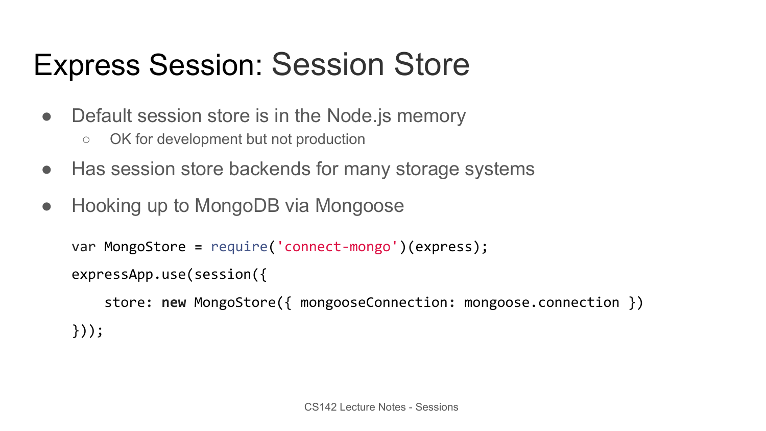# Express Session: Session Store

- Default session store is in the Node.js memory
  - OK for development but not production
- Has session store backends for many storage systems
- Hooking up to MongoDB via Mongoose

```
var MongoStore = require('connect-mongo')(express);
expressApp.use(session({
    store: new MongoStore({ mongooseConnection: mongoose.connection })
}));
```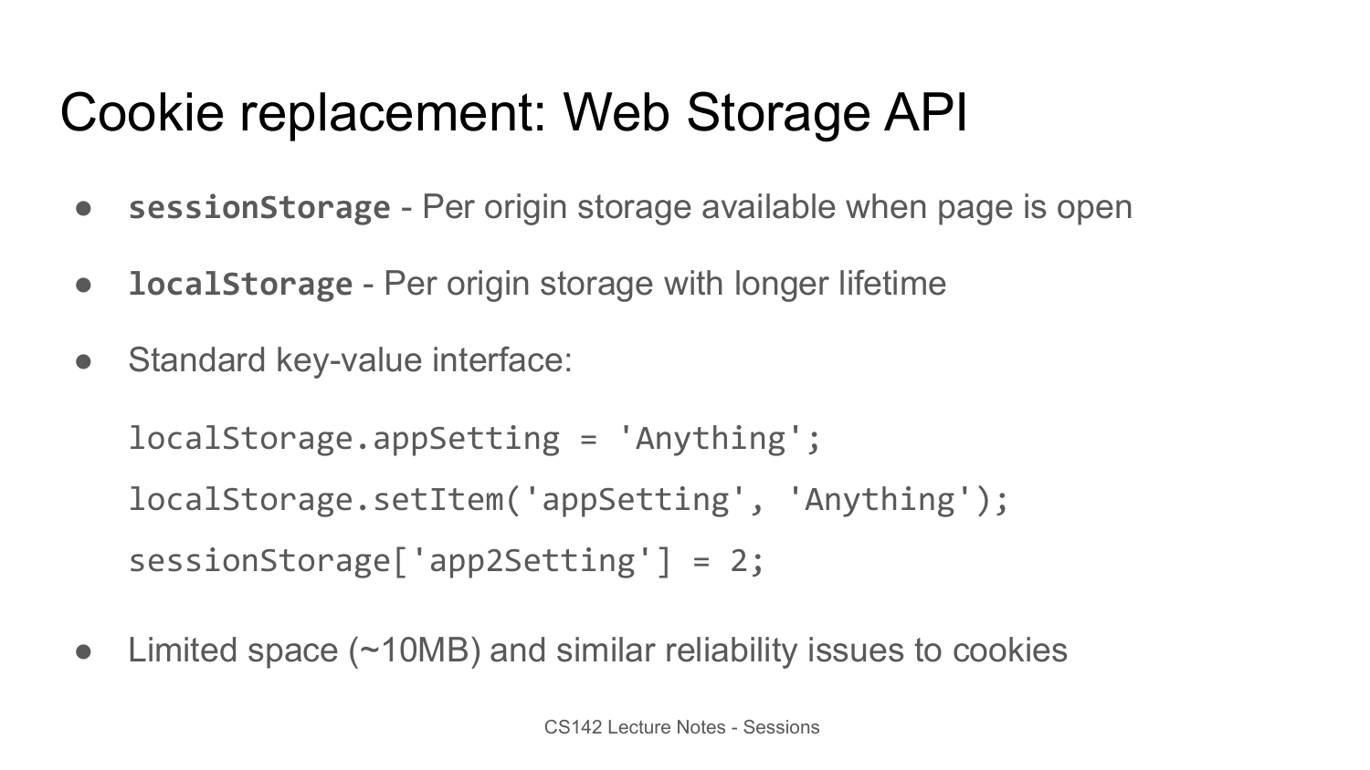# Cookie replacement: Web Storage API

- **`sessionStorage`** - Per origin storage available when page is open
- **`localStorage`** - Per origin storage with longer lifetime
- Standard key-value interface:

```
localStorage.appSetting = 'Anything';
localStorage.setItem('appSetting', 'Anything');
sessionStorage['app2Setting'] = 2;
```

- Limited space (~10MB) and similar reliability issues to cookies